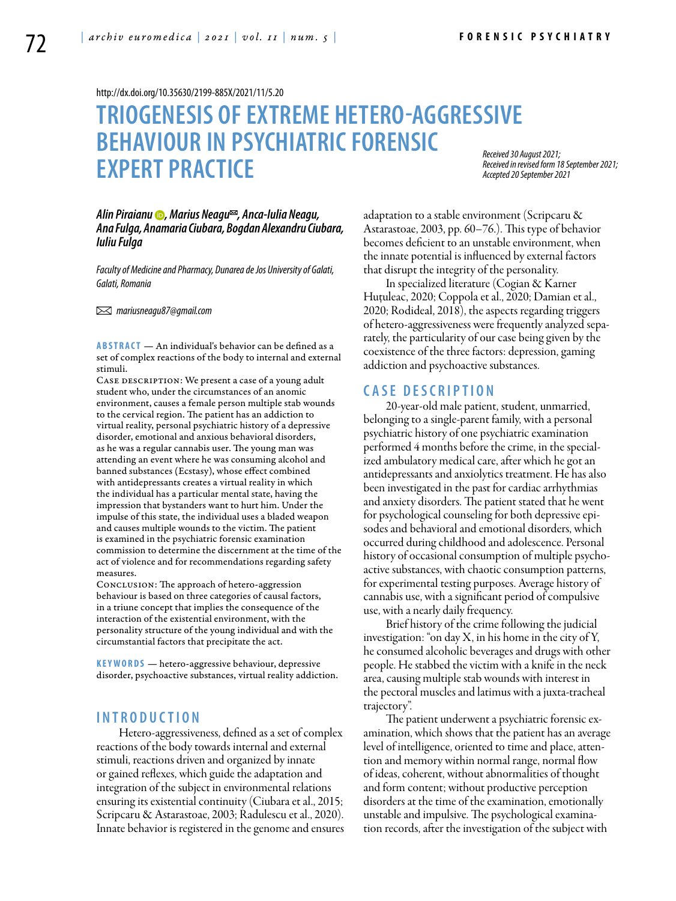http://dx.doi.org/10.35630/2199-885X/2021/11/5.20

# TRIOGENESIS OF EXTREME HETERO-AGGRESSIVE BEHAVIOUR IN PSYCHIATRIC FORENSIC EXPERT PRACTICE

*Received 30 August 2021; Received in revised form 18 September 2021; Accepted 20 September 2021*

***Alin Piraianu, Marius Neagu✉, Anca-Iulia Neagu, Ana Fulga, Anamaria Ciubara, Bogdan Alexandru Ciubara, Iuliu Fulga***

*Faculty of Medicine and Pharmacy, Dunarea de Jos University of Galati, Galati, Romania*

✉ *mariusneagu87@gmail.com*

**ABSTRACT** — An individual's behavior can be defined as a set of complex reactions of the body to internal and external stimuli.

Case description: We present a case of a young adult student who, under the circumstances of an anomic environment, causes a female person multiple stab wounds to the cervical region. The patient has an addiction to virtual reality, personal psychiatric history of a depressive disorder, emotional and anxious behavioral disorders, as he was a regular cannabis user. The young man was attending an event where he was consuming alcohol and banned substances (Ecstasy), whose effect combined with antidepressants creates a virtual reality in which the individual has a particular mental state, having the impression that bystanders want to hurt him. Under the impulse of this state, the individual uses a bladed weapon and causes multiple wounds to the victim. The patient is examined in the psychiatric forensic examination commission to determine the discernment at the time of the act of violence and for recommendations regarding safety measures.

Conclusion: The approach of hetero-aggression behaviour is based on three categories of causal factors, in a triune concept that implies the consequence of the interaction of the existential environment, with the personality structure of the young individual and with the circumstantial factors that precipitate the act.

**KEYWORDS** — hetero-aggressive behaviour, depressive disorder, psychoactive substances, virtual reality addiction.

## INTRODUCTION

Hetero-aggressiveness, defined as a set of complex reactions of the body towards internal and external stimuli, reactions driven and organized by innate or gained reflexes, which guide the adaptation and integration of the subject in environmental relations ensuring its existential continuity (Ciubara et al., 2015; Scripcaru & Astarastoae, 2003; Radulescu et al., 2020). Innate behavior is registered in the genome and ensures adaptation to a stable environment (Scripcaru & Astarastoae, 2003, pp. 60–76.). This type of behavior becomes deficient to an unstable environment, when the innate potential is influenced by external factors that disrupt the integrity of the personality.

In specialized literature (Cogian & Karner Huțuleac, 2020; Coppola et al., 2020; Damian et al., 2020; Rodideal, 2018), the aspects regarding triggers of hetero-aggressiveness were frequently analyzed separately, the particularity of our case being given by the coexistence of the three factors: depression, gaming addiction and psychoactive substances.

## CASE DESCRIPTION

20-year-old male patient, student, unmarried, belonging to a single-parent family, with a personal psychiatric history of one psychiatric examination performed 4 months before the crime, in the specialized ambulatory medical care, after which he got an antidepressants and anxiolytics treatment. He has also been investigated in the past for cardiac arrhythmias and anxiety disorders. The patient stated that he went for psychological counseling for both depressive episodes and behavioral and emotional disorders, which occurred during childhood and adolescence. Personal history of occasional consumption of multiple psychoactive substances, with chaotic consumption patterns, for experimental testing purposes. Average history of cannabis use, with a significant period of compulsive use, with a nearly daily frequency.

Brief history of the crime following the judicial investigation: "on day X, in his home in the city of Y, he consumed alcoholic beverages and drugs with other people. He stabbed the victim with a knife in the neck area, causing multiple stab wounds with interest in the pectoral muscles and latimus with a juxta-tracheal trajectory".

The patient underwent a psychiatric forensic examination, which shows that the patient has an average level of intelligence, oriented to time and place, attention and memory within normal range, normal flow of ideas, coherent, without abnormalities of thought and form content; without productive perception disorders at the time of the examination, emotionally unstable and impulsive. The psychological examination records, after the investigation of the subject with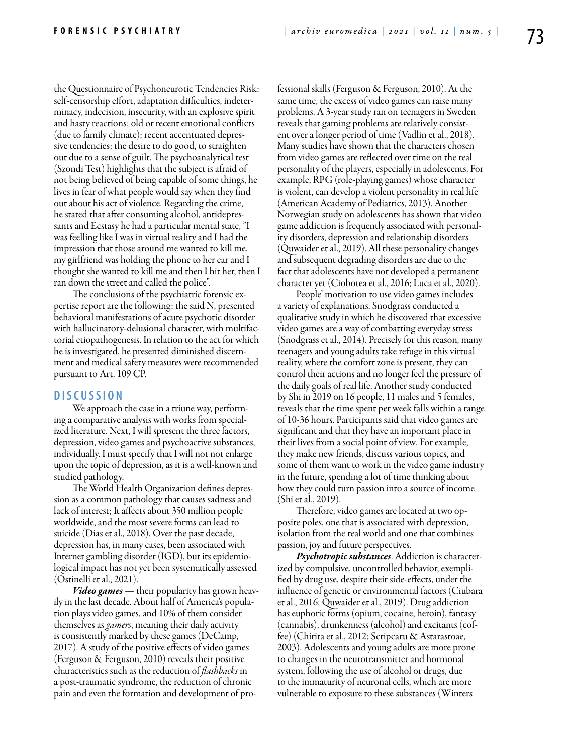the Questionnaire of Psychoneurotic Tendencies Risk: self-censorship effort, adaptation difficulties, indeterminacy, indecision, insecurity, with an explosive spirit and hasty reactions; old or recent emotional conflicts (due to family climate); recent accentuated depressive tendencies; the desire to do good, to straighten out due to a sense of guilt. The psychoanalytical test (Szondi Test) highlights that the subject is afraid of not being believed of being capable of some things, he lives in fear of what people would say when they find out about his act of violence. Regarding the crime, he stated that after consuming alcohol, antidepressants and Ecstasy he had a particular mental state, "I was feelling like I was in virtual reality and I had the impression that those around me wanted to kill me, my girlfriend was holding the phone to her ear and I thought she wanted to kill me and then I hit her, then I ran down the street and called the police".

The conclusions of the psychiatric forensic expertise report are the following: the said N, presented behavioral manifestations of acute psychotic disorder with hallucinatory-delusional character, with multifactorial etiopathogenesis. In relation to the act for which he is investigated, he presented diminished discernment and medical safety measures were recommended pursuant to Art. 109 CP.

## DISCUSSION

We approach the case in a triune way, performing a comparative analysis with works from specialized literature. Next, I will spresent the three factors, depression, video games and psychoactive substances, individually. I must specify that I will not enlarge upon the topic of depression, as it is a well-known and studied pathology.

The World Health Organization defines depression as a common pathology that causes sadness and lack of interest; It affects about 350 million people worldwide, and the most severe forms can lead to suicide (Dias et al., 2018). Over the past decade, depression has, in many cases, been associated with Internet gambling disorder (IGD), but its epidemiological impact has not yet been systematically assessed (Ostinelli et al., 2021).

***Video games*** — their popularity has grown heavily in the last decade. About half of America's population plays video games, and 10% of them consider themselves as *gamers*, meaning their daily activity is consistently marked by these games (DeCamp, 2017). A study of the positive effects of video games (Ferguson & Ferguson, 2010) reveals their positive characteristics such as the reduction of *flashbacks* in a post-traumatic syndrome, the reduction of chronic pain and even the formation and development of professional skills (Ferguson & Ferguson, 2010). At the same time, the excess of video games can raise many problems. A 3-year study ran on teenagers in Sweden reveals that gaming problems are relatively consistent over a longer period of time (Vadlin et al., 2018). Many studies have shown that the characters chosen from video games are reflected over time on the real personality of the players, especially in adolescents. For example, RPG (role-playing games) whose character is violent, can develop a violent personality in real life (American Academy of Pediatrics, 2013). Another Norwegian study on adolescents has shown that video game addiction is frequently associated with personality disorders, depression and relationship disorders (Quwaider et al., 2019). All these personality changes and subsequent degrading disorders are due to the fact that adolescents have not developed a permanent character yet (Ciobotea et al., 2016; Luca et al., 2020).

People' motivation to use video games includes a variety of explanations. Snodgrass conducted a qualitative study in which he discovered that excessive video games are a way of combatting everyday stress (Snodgrass et al., 2014). Precisely for this reason, many teenagers and young adults take refuge in this virtual reality, where the comfort zone is present, they can control their actions and no longer feel the pressure of the daily goals of real life. Another study conducted by Shi in 2019 on 16 people, 11 males and 5 females, reveals that the time spent per week falls within a range of 10-36 hours. Participants said that video games are significant and that they have an important place in their lives from a social point of view. For example, they make new friends, discuss various topics, and some of them want to work in the video game industry in the future, spending a lot of time thinking about how they could turn passion into a source of income (Shi et al., 2019).

Therefore, video games are located at two opposite poles, one that is associated with depression, isolation from the real world and one that combines passion, joy and future perspectives.

***Psychotropic substances***. Addiction is characterized by compulsive, uncontrolled behavior, exemplified by drug use, despite their side-effects, under the influence of genetic or environmental factors (Ciubara et al., 2016; Quwaider et al., 2019). Drug addiction has euphoric forms (opium, cocaine, heroin), fantasy (cannabis), drunkenness (alcohol) and excitants (coffee) (Chirita et al., 2012; Scripcaru & Astarastoae, 2003). Adolescents and young adults are more prone to changes in the neurotransmitter and hormonal system, following the use of alcohol or drugs, due to the immaturity of neuronal cells, which are more vulnerable to exposure to these substances (Winters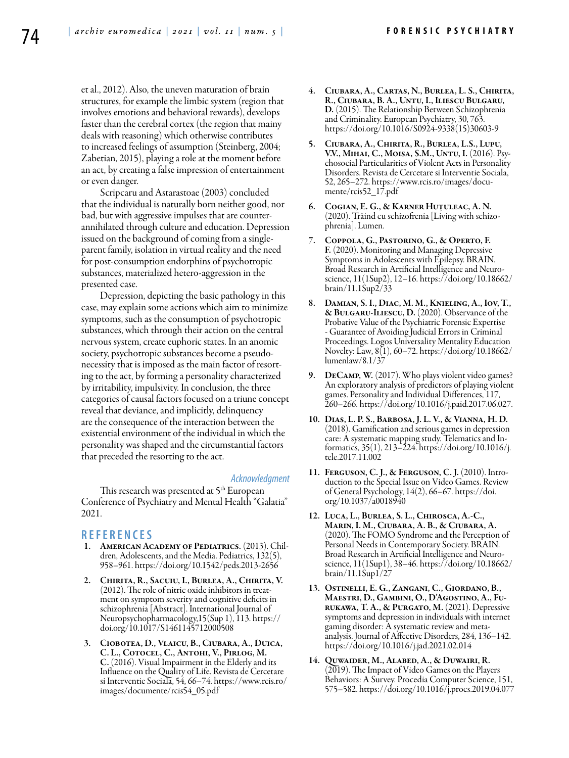et al., 2012). Also, the uneven maturation of brain structures, for example the limbic system (region that involves emotions and behavioral rewards), develops faster than the cerebral cortex (the region that mainy deals with reasoning) which otherwise contributes to increased feelings of assumption (Steinberg, 2004; Zabetian, 2015), playing a role at the moment before an act, by creating a false impression of entertainment or even danger.

Scripcaru and Astarastoae (2003) concluded that the individual is naturally born neither good, nor bad, but with aggressive impulses that are counter-annihilated through culture and education. Depression issued on the background of coming from a single-parent family, isolation in virtual reality and the need for post-consumption endorphins of psychotropic substances, materialized hetero-aggression in the presented case.

Depression, depicting the basic pathology in this case, may explain some actions which aim to minimize symptoms, such as the consumption of psychotropic substances, which through their action on the central nervous system, create euphoric states. In an anomic society, psychotropic substances become a pseudo-necessity that is imposed as the main factor of resorting to the act, by forming a personality characterized by irritability, impulsivity. In conclusion, the three categories of causal factors focused on a triune concept reveal that deviance, and implicitly, delinquency are the consequence of the interaction between the existential environment of the individual in which the personality was shaped and the circumstantial factors that preceded the resorting to the act.

### Acknowledgment

This research was presented at 5th European Conference of Psychiatry and Mental Health "Galatia" 2021.

## REFERENCES

1. **American Academy of Pediatrics.** (2013). Children, Adolescents, and the Media. Pediatrics, 132(5), 958–961. https://doi.org/10.1542/peds.2013-2656
2. **Chirita, R., Sacuiu, I., Burlea, A., Chirita, V.** (2012). The role of nitric oxide inhibitors in treatment on symptom severity and cognitive deficits in schizophrenia [Abstract]. International Journal of Neuropsychopharmacology,15(Sup 1), 113. https://doi.org/10.1017/S1461145712000508
3. **Ciobotea, D., Vlaicu, B., Ciubara, A., Duica, C. L., Cotocel, C., Antohi, V., Pirlog, M. C.** (2016). Visual Impairment in the Elderly and its Influence on the Quality of Life. Revista de Cercetare si Interventie Sociala, 54, 66–74. https://www.rcis.ro/images/documente/rcis54_05.pdf
4. **Ciubara, A., Cartas, N., Burlea, L. S., Chirita, R., Ciubara, B. A., Untu, I., Iliescu Bulgaru, D.** (2015). The Relationship Between Schizophrenia and Criminality. European Psychiatry, 30, 763. https://doi.org/10.1016/S0924-9338(15)30603-9
5. **Ciubara, A., Chirita, R., Burlea, L.S., Lupu, V.V., Mihai, C., Moisa, S.M., Untu, I.** (2016). Psychosocial Particularities of Violent Acts in Personality Disorders. Revista de Cercetare si Interventie Sociala, 52, 265–272. https://www.rcis.ro/images/documente/rcis52_17.pdf
6. **Cogian, E. G., & Karner Huțuleac, A. N.** (2020). Trăind cu schizofrenia [Living with schizophrenia]. Lumen.
7. **Coppola, G., Pastorino, G., & Operto, F. F.** (2020). Monitoring and Managing Depressive Symptoms in Adolescents with Epilepsy. BRAIN. Broad Research in Artificial Intelligence and Neuroscience, 11(1Sup2), 12–16. https://doi.org/10.18662/brain/11.1Sup2/33
8. **Damian, S. I., Diac, M. M., Knieling, A., Iov, T., & Bulgaru-Iliescu, D.** (2020). Observance of the Probative Value of the Psychiatric Forensic Expertise - Guarantee of Avoiding Judicial Errors in Criminal Proceedings. Logos Universality Mentality Education Novelty: Law, 8(1), 60–72. https://doi.org/10.18662/lumenlaw/8.1/37
9. **DeCamp, W.** (2017). Who plays violent video games? An exploratory analysis of predictors of playing violent games. Personality and Individual Differences, 117, 260–266. https://doi.org/10.1016/j.paid.2017.06.027.
10. **Dias, L. P. S., Barbosa, J. L. V., & Vianna, H. D.** (2018). Gamification and serious games in depression care: A systematic mapping study. Telematics and Informatics, 35(1), 213–224. https://doi.org/10.1016/j.tele.2017.11.002
11. **Ferguson, C. J., & Ferguson, C. J.** (2010). Introduction to the Special Issue on Video Games. Review of General Psychology, 14(2), 66–67. https://doi.org/10.1037/a0018940
12. **Luca, L., Burlea, S. L., Chirosca, A.-C., Marin, I. M., Ciubara, A. B., & Ciubara, A.** (2020). The FOMO Syndrome and the Perception of Personal Needs in Contemporary Society. BRAIN. Broad Research in Artificial Intelligence and Neuroscience, 11(1Sup1), 38–46. https://doi.org/10.18662/brain/11.1Sup1/27
13. **Ostinelli, E. G., Zangani, C., Giordano, B., Maestri, D., Gambini, O., D'Agostino, A., Furukawa, T. A., & Purgato, M.** (2021). Depressive symptoms and depression in individuals with internet gaming disorder: A systematic review and meta-analysis. Journal of Affective Disorders, 284, 136–142. https://doi.org/10.1016/j.jad.2021.02.014
14. **Quwaider, M., Alabed, A., & Duwairi, R.** (2019). The Impact of Video Games on the Players Behaviors: A Survey. Procedia Computer Science, 151, 575–582. https://doi.org/10.1016/j.procs.2019.04.077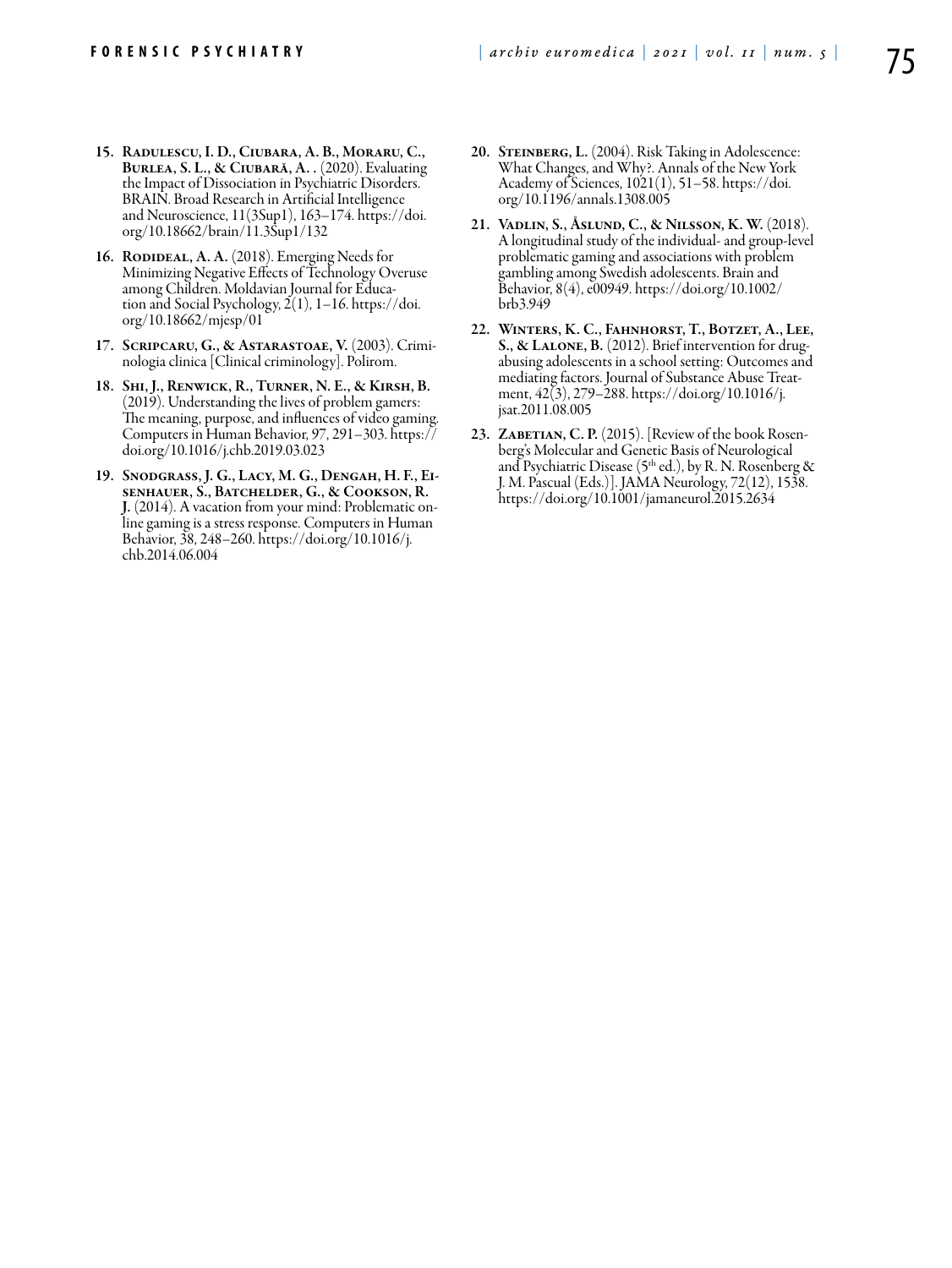15. **Radulescu, I. D., Ciubara, A. B., Moraru, C., Burlea, S. L., & Ciubară, A. .** (2020). Evaluating the Impact of Dissociation in Psychiatric Disorders. BRAIN. Broad Research in Artificial Intelligence and Neuroscience, 11(3Sup1), 163–174. https://doi.org/10.18662/brain/11.3Sup1/132
16. **Rodideal, A. A.** (2018). Emerging Needs for Minimizing Negative Effects of Technology Overuse among Children. Moldavian Journal for Education and Social Psychology, 2(1), 1–16. https://doi.org/10.18662/mjesp/01
17. **Scripcaru, G., & Astarastoae, V.** (2003). Criminologia clinica [Clinical criminology]. Polirom.
18. **Shi, J., Renwick, R., Turner, N. E., & Kirsh, B.** (2019). Understanding the lives of problem gamers: The meaning, purpose, and influences of video gaming. Computers in Human Behavior, 97, 291–303. https://doi.org/10.1016/j.chb.2019.03.023
19. **Snodgrass, J. G., Lacy, M. G., Dengah, H. F., Eisenhauer, S., Batchelder, G., & Cookson, R. J.** (2014). A vacation from your mind: Problematic online gaming is a stress response. Computers in Human Behavior, 38, 248–260. https://doi.org/10.1016/j.chb.2014.06.004
20. **Steinberg, L.** (2004). Risk Taking in Adolescence: What Changes, and Why?. Annals of the New York Academy of Sciences, 1021(1), 51–58. https://doi.org/10.1196/annals.1308.005
21. **Vadlin, S., Åslund, C., & Nilsson, K. W.** (2018). A longitudinal study of the individual- and group-level problematic gaming and associations with problem gambling among Swedish adolescents. Brain and Behavior, 8(4), e00949. https://doi.org/10.1002/brb3.949
22. **Winters, K. C., Fahnhorst, T., Botzet, A., Lee, S., & Lalone, B.** (2012). Brief intervention for drug-abusing adolescents in a school setting: Outcomes and mediating factors. Journal of Substance Abuse Treatment, 42(3), 279–288. https://doi.org/10.1016/j.jsat.2011.08.005
23. **Zabetian, C. P.** (2015). [Review of the book Rosenberg's Molecular and Genetic Basis of Neurological and Psychiatric Disease (5th ed.), by R. N. Rosenberg & J. M. Pascual (Eds.)]. JAMA Neurology, 72(12), 1538. https://doi.org/10.1001/jamaneurol.2015.2634